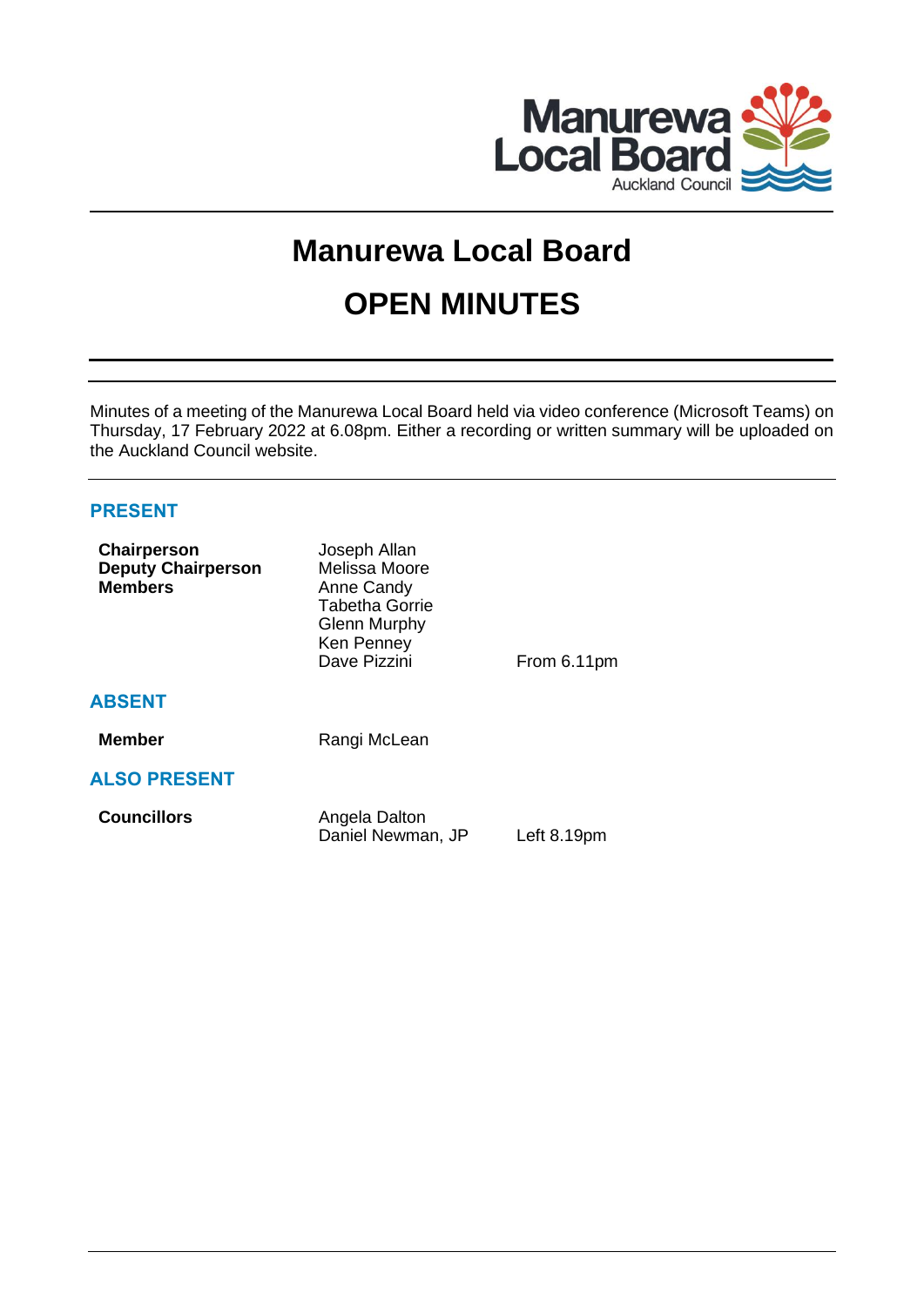# Manurewa Local Board

# OPEN MINUTES

Minutes of a meeting of the Manurewa Local Board held via video conference (Microsoft Teams) on Thursday, 17 February 2022 at 6.08pm. Either a recording or written summary will be uploaded on the Auckland Council website.

## PRESENT

| | | |
|---|---|---|
| **Chairperson** | Joseph Allan | |
| **Deputy Chairperson** | Melissa Moore | |
| **Members** | Anne Candy | |
| | Tabetha Gorrie | |
| | Glenn Murphy | |
| | Ken Penney | |
| | Dave Pizzini | From 6.11pm |

## ABSENT

| | |
|---|---|
| **Member** | Rangi McLean |

## ALSO PRESENT

| | | |
|---|---|---|
| **Councillors** | Angela Dalton | |
| | Daniel Newman, JP | Left 8.19pm |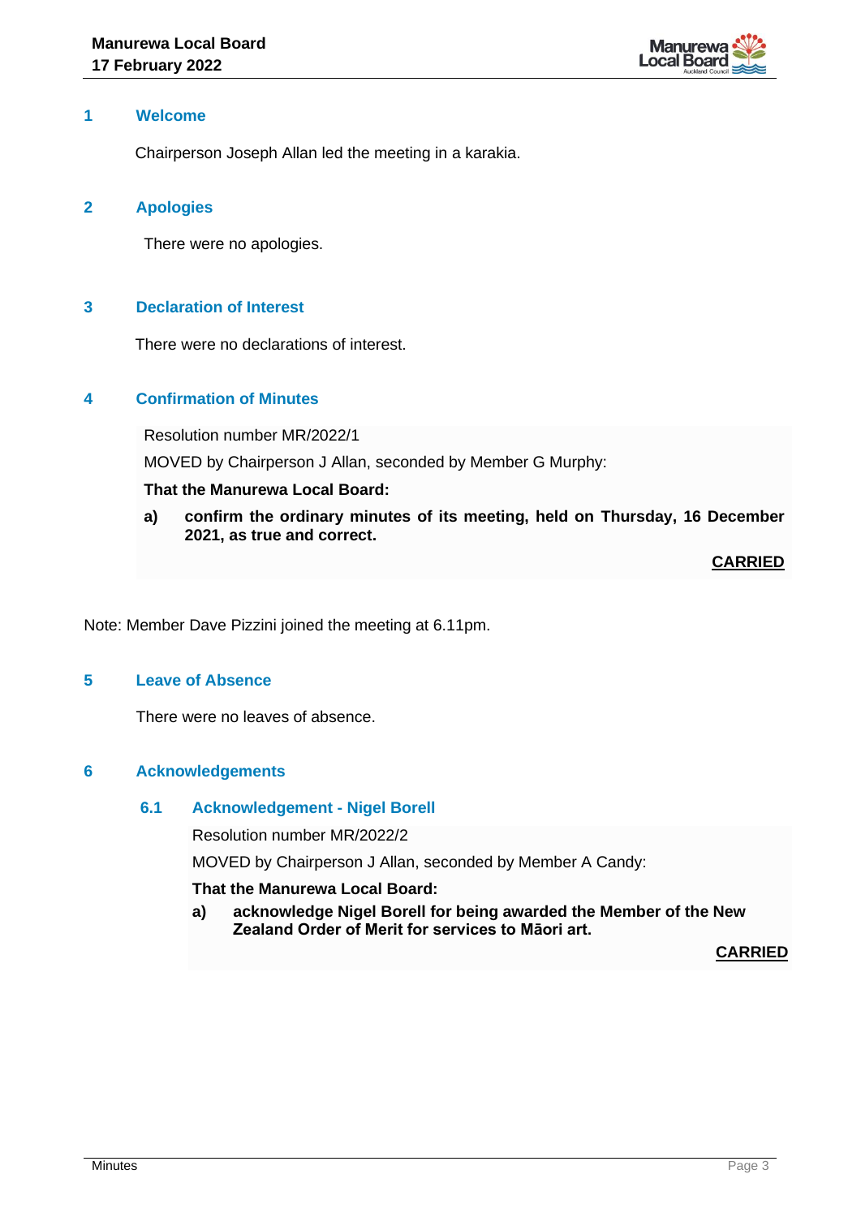## 1 Welcome

Chairperson Joseph Allan led the meeting in a karakia.

## 2 Apologies

There were no apologies.

## 3 Declaration of Interest

There were no declarations of interest.

## 4 Confirmation of Minutes

Resolution number MR/2022/1

MOVED by Chairperson J Allan, seconded by Member G Murphy:

**That the Manurewa Local Board:**

**a) confirm the ordinary minutes of its meeting, held on Thursday, 16 December 2021, as true and correct.**

**CARRIED**

Note: Member Dave Pizzini joined the meeting at 6.11pm.

## 5 Leave of Absence

There were no leaves of absence.

## 6 Acknowledgements

### 6.1 Acknowledgement - Nigel Borell

Resolution number MR/2022/2

MOVED by Chairperson J Allan, seconded by Member A Candy:

**That the Manurewa Local Board:**

**a) acknowledge Nigel Borell for being awarded the Member of the New Zealand Order of Merit for services to Māori art.**

**CARRIED**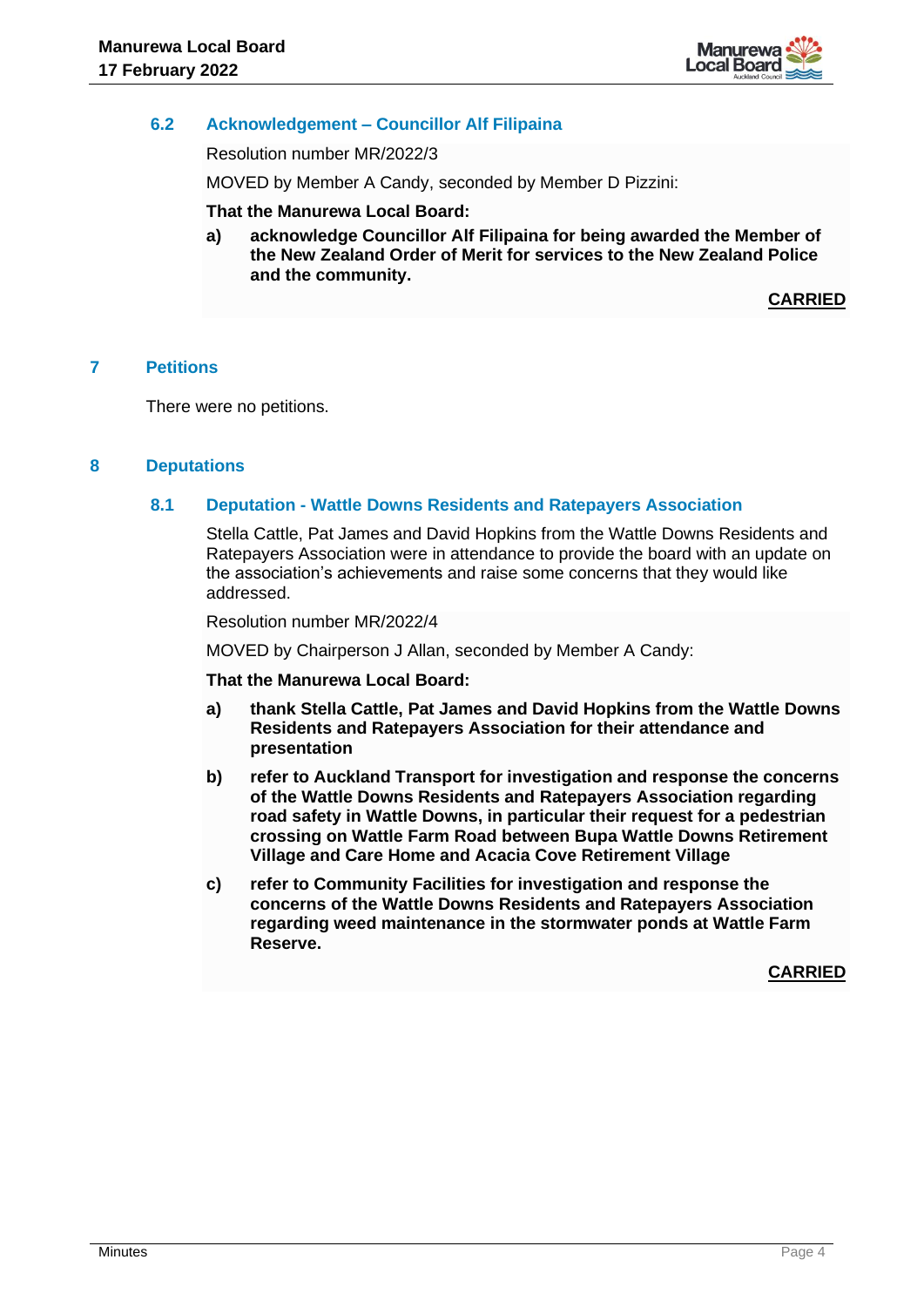### 6.2 Acknowledgement – Councillor Alf Filipaina

Resolution number MR/2022/3

MOVED by Member A Candy, seconded by Member D Pizzini:

**That the Manurewa Local Board:**

**a) acknowledge Councillor Alf Filipaina for being awarded the Member of the New Zealand Order of Merit for services to the New Zealand Police and the community.**

**CARRIED**

## 7 Petitions

There were no petitions.

## 8 Deputations

### 8.1 Deputation - Wattle Downs Residents and Ratepayers Association

Stella Cattle, Pat James and David Hopkins from the Wattle Downs Residents and Ratepayers Association were in attendance to provide the board with an update on the association's achievements and raise some concerns that they would like addressed.

Resolution number MR/2022/4

MOVED by Chairperson J Allan, seconded by Member A Candy:

**That the Manurewa Local Board:**

**a) thank Stella Cattle, Pat James and David Hopkins from the Wattle Downs Residents and Ratepayers Association for their attendance and presentation**

**b) refer to Auckland Transport for investigation and response the concerns of the Wattle Downs Residents and Ratepayers Association regarding road safety in Wattle Downs, in particular their request for a pedestrian crossing on Wattle Farm Road between Bupa Wattle Downs Retirement Village and Care Home and Acacia Cove Retirement Village**

**c) refer to Community Facilities for investigation and response the concerns of the Wattle Downs Residents and Ratepayers Association regarding weed maintenance in the stormwater ponds at Wattle Farm Reserve.**

**CARRIED**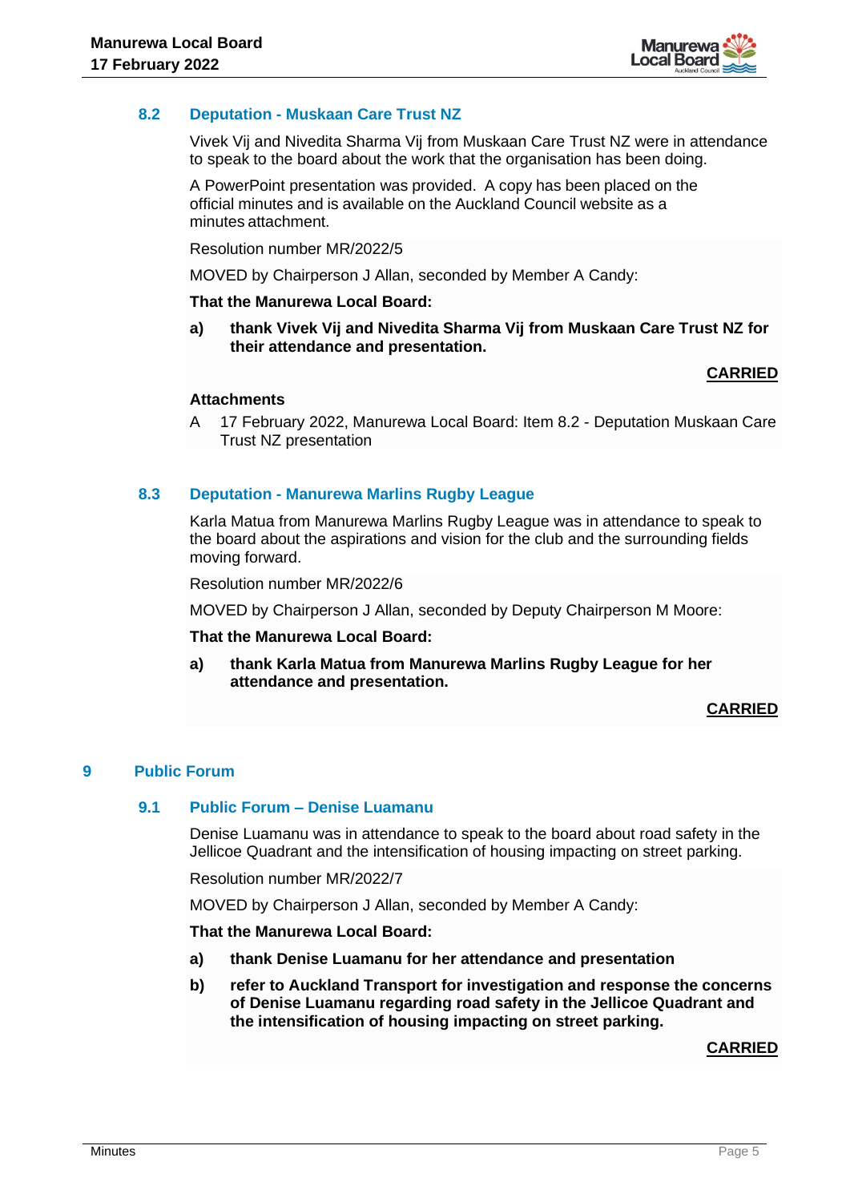### 8.2 Deputation - Muskaan Care Trust NZ

Vivek Vij and Nivedita Sharma Vij from Muskaan Care Trust NZ were in attendance to speak to the board about the work that the organisation has been doing.

A PowerPoint presentation was provided. A copy has been placed on the official minutes and is available on the Auckland Council website as a minutes attachment.

Resolution number MR/2022/5

MOVED by Chairperson J Allan, seconded by Member A Candy:

**That the Manurewa Local Board:**

**a) thank Vivek Vij and Nivedita Sharma Vij from Muskaan Care Trust NZ for their attendance and presentation.**

**CARRIED**

**Attachments**

A 17 February 2022, Manurewa Local Board: Item 8.2 - Deputation Muskaan Care Trust NZ presentation

### 8.3 Deputation - Manurewa Marlins Rugby League

Karla Matua from Manurewa Marlins Rugby League was in attendance to speak to the board about the aspirations and vision for the club and the surrounding fields moving forward.

Resolution number MR/2022/6

MOVED by Chairperson J Allan, seconded by Deputy Chairperson M Moore:

**That the Manurewa Local Board:**

**a) thank Karla Matua from Manurewa Marlins Rugby League for her attendance and presentation.**

**CARRIED**

## 9 Public Forum

### 9.1 Public Forum – Denise Luamanu

Denise Luamanu was in attendance to speak to the board about road safety in the Jellicoe Quadrant and the intensification of housing impacting on street parking.

Resolution number MR/2022/7

MOVED by Chairperson J Allan, seconded by Member A Candy:

**That the Manurewa Local Board:**

**a) thank Denise Luamanu for her attendance and presentation**

**b) refer to Auckland Transport for investigation and response the concerns of Denise Luamanu regarding road safety in the Jellicoe Quadrant and the intensification of housing impacting on street parking.**

**CARRIED**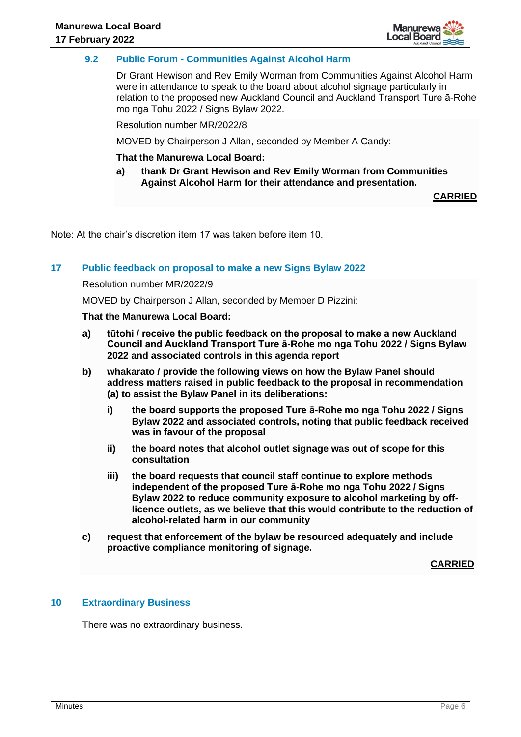### 9.2 Public Forum - Communities Against Alcohol Harm

Dr Grant Hewison and Rev Emily Worman from Communities Against Alcohol Harm were in attendance to speak to the board about alcohol signage particularly in relation to the proposed new Auckland Council and Auckland Transport Ture ā-Rohe mo nga Tohu 2022 / Signs Bylaw 2022.

Resolution number MR/2022/8

MOVED by Chairperson J Allan, seconded by Member A Candy:

**That the Manurewa Local Board:**

**a) thank Dr Grant Hewison and Rev Emily Worman from Communities Against Alcohol Harm for their attendance and presentation.**

**CARRIED**

Note: At the chair's discretion item 17 was taken before item 10.

## 17 Public feedback on proposal to make a new Signs Bylaw 2022

Resolution number MR/2022/9

MOVED by Chairperson J Allan, seconded by Member D Pizzini:

**That the Manurewa Local Board:**

**a) tūtohi / receive the public feedback on the proposal to make a new Auckland Council and Auckland Transport Ture ā-Rohe mo nga Tohu 2022 / Signs Bylaw 2022 and associated controls in this agenda report**

**b) whakarato / provide the following views on how the Bylaw Panel should address matters raised in public feedback to the proposal in recommendation (a) to assist the Bylaw Panel in its deliberations:**

**i) the board supports the proposed Ture ā-Rohe mo nga Tohu 2022 / Signs Bylaw 2022 and associated controls, noting that public feedback received was in favour of the proposal**

**ii) the board notes that alcohol outlet signage was out of scope for this consultation**

**iii) the board requests that council staff continue to explore methods independent of the proposed Ture ā-Rohe mo nga Tohu 2022 / Signs Bylaw 2022 to reduce community exposure to alcohol marketing by off-licence outlets, as we believe that this would contribute to the reduction of alcohol-related harm in our community**

**c) request that enforcement of the bylaw be resourced adequately and include proactive compliance monitoring of signage.**

**CARRIED**

## 10 Extraordinary Business

There was no extraordinary business.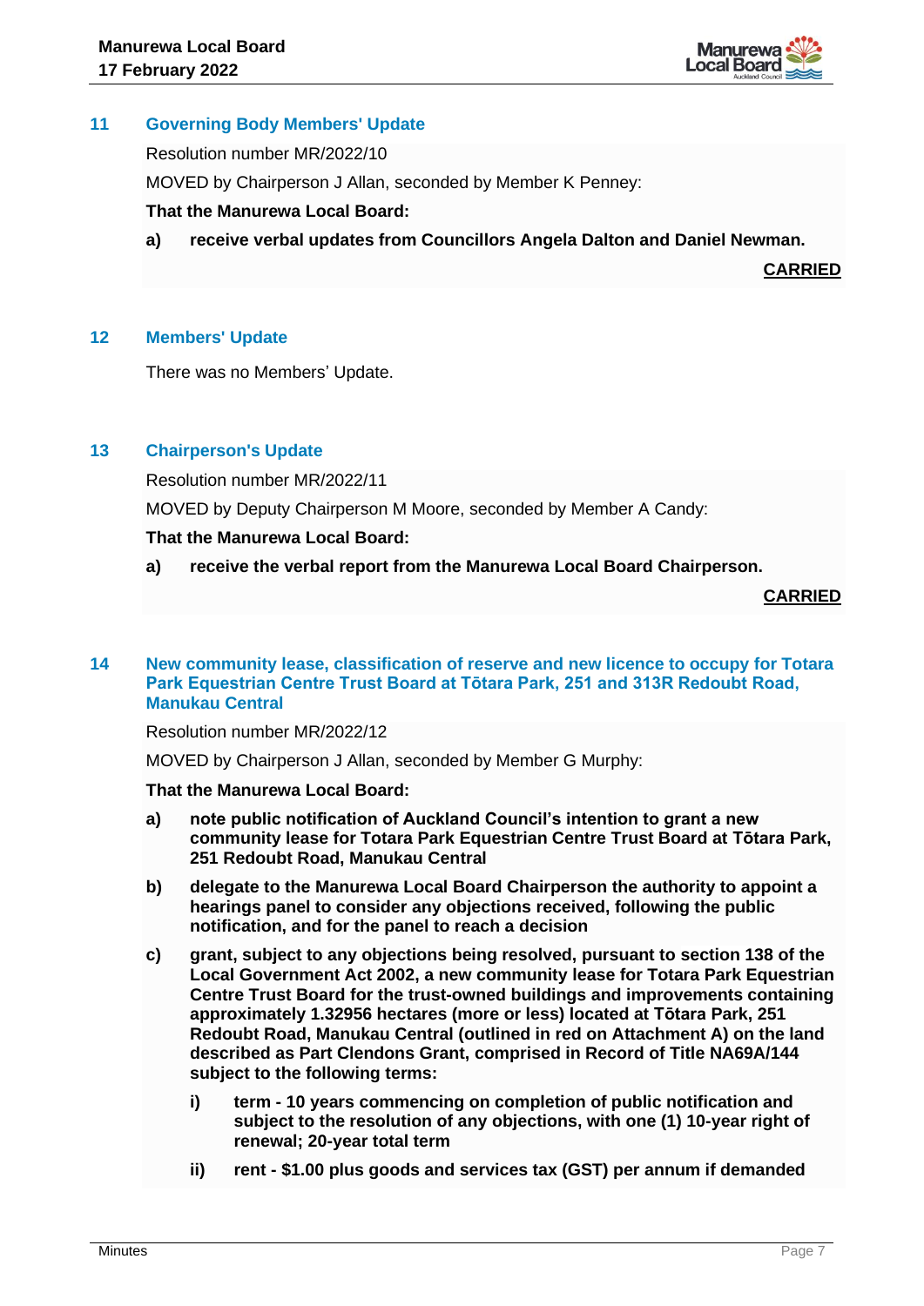## 11 Governing Body Members' Update

Resolution number MR/2022/10

MOVED by Chairperson J Allan, seconded by Member K Penney:

**That the Manurewa Local Board:**

**a) receive verbal updates from Councillors Angela Dalton and Daniel Newman.**

**CARRIED**

## 12 Members' Update

There was no Members' Update.

## 13 Chairperson's Update

Resolution number MR/2022/11

MOVED by Deputy Chairperson M Moore, seconded by Member A Candy:

**That the Manurewa Local Board:**

**a) receive the verbal report from the Manurewa Local Board Chairperson.**

**CARRIED**

## 14 New community lease, classification of reserve and new licence to occupy for Totara Park Equestrian Centre Trust Board at Tōtara Park, 251 and 313R Redoubt Road, Manukau Central

Resolution number MR/2022/12

MOVED by Chairperson J Allan, seconded by Member G Murphy:

**That the Manurewa Local Board:**

**a) note public notification of Auckland Council's intention to grant a new community lease for Totara Park Equestrian Centre Trust Board at Tōtara Park, 251 Redoubt Road, Manukau Central**

**b) delegate to the Manurewa Local Board Chairperson the authority to appoint a hearings panel to consider any objections received, following the public notification, and for the panel to reach a decision**

**c) grant, subject to any objections being resolved, pursuant to section 138 of the Local Government Act 2002, a new community lease for Totara Park Equestrian Centre Trust Board for the trust-owned buildings and improvements containing approximately 1.32956 hectares (more or less) located at Tōtara Park, 251 Redoubt Road, Manukau Central (outlined in red on Attachment A) on the land described as Part Clendons Grant, comprised in Record of Title NA69A/144 subject to the following terms:**

**i) term - 10 years commencing on completion of public notification and subject to the resolution of any objections, with one (1) 10-year right of renewal; 20-year total term**

**ii) rent - $1.00 plus goods and services tax (GST) per annum if demanded**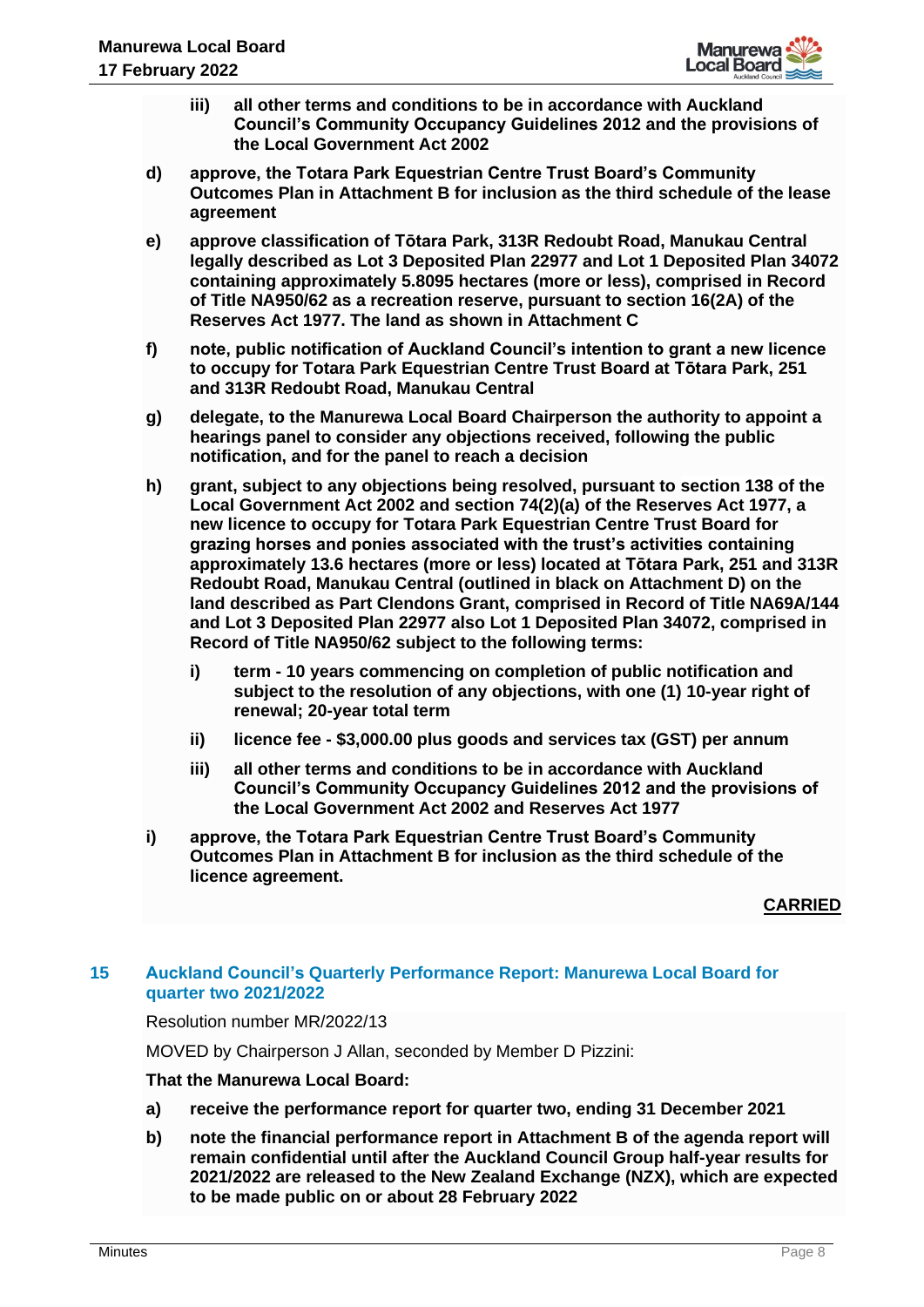- **iii) all other terms and conditions to be in accordance with Auckland Council's Community Occupancy Guidelines 2012 and the provisions of the Local Government Act 2002**

- **d) approve, the Totara Park Equestrian Centre Trust Board's Community Outcomes Plan in Attachment B for inclusion as the third schedule of the lease agreement**

- **e) approve classification of Tōtara Park, 313R Redoubt Road, Manukau Central legally described as Lot 3 Deposited Plan 22977 and Lot 1 Deposited Plan 34072 containing approximately 5.8095 hectares (more or less), comprised in Record of Title NA950/62 as a recreation reserve, pursuant to section 16(2A) of the Reserves Act 1977. The land as shown in Attachment C**

- **f) note, public notification of Auckland Council's intention to grant a new licence to occupy for Totara Park Equestrian Centre Trust Board at Tōtara Park, 251 and 313R Redoubt Road, Manukau Central**

- **g) delegate, to the Manurewa Local Board Chairperson the authority to appoint a hearings panel to consider any objections received, following the public notification, and for the panel to reach a decision**

- **h) grant, subject to any objections being resolved, pursuant to section 138 of the Local Government Act 2002 and section 74(2)(a) of the Reserves Act 1977, a new licence to occupy for Totara Park Equestrian Centre Trust Board for grazing horses and ponies associated with the trust's activities containing approximately 13.6 hectares (more or less) located at Tōtara Park, 251 and 313R Redoubt Road, Manukau Central (outlined in black on Attachment D) on the land described as Part Clendons Grant, comprised in Record of Title NA69A/144 and Lot 3 Deposited Plan 22977 also Lot 1 Deposited Plan 34072, comprised in Record of Title NA950/62 subject to the following terms:**
  - **i) term - 10 years commencing on completion of public notification and subject to the resolution of any objections, with one (1) 10-year right of renewal; 20-year total term**
  - **ii) licence fee - $3,000.00 plus goods and services tax (GST) per annum**
  - **iii) all other terms and conditions to be in accordance with Auckland Council's Community Occupancy Guidelines 2012 and the provisions of the Local Government Act 2002 and Reserves Act 1977**

- **i) approve, the Totara Park Equestrian Centre Trust Board's Community Outcomes Plan in Attachment B for inclusion as the third schedule of the licence agreement.**

**CARRIED**

## 15 Auckland Council's Quarterly Performance Report: Manurewa Local Board for quarter two 2021/2022

Resolution number MR/2022/13

MOVED by Chairperson J Allan, seconded by Member D Pizzini:

**That the Manurewa Local Board:**

- **a) receive the performance report for quarter two, ending 31 December 2021**
- **b) note the financial performance report in Attachment B of the agenda report will remain confidential until after the Auckland Council Group half-year results for 2021/2022 are released to the New Zealand Exchange (NZX), which are expected to be made public on or about 28 February 2022**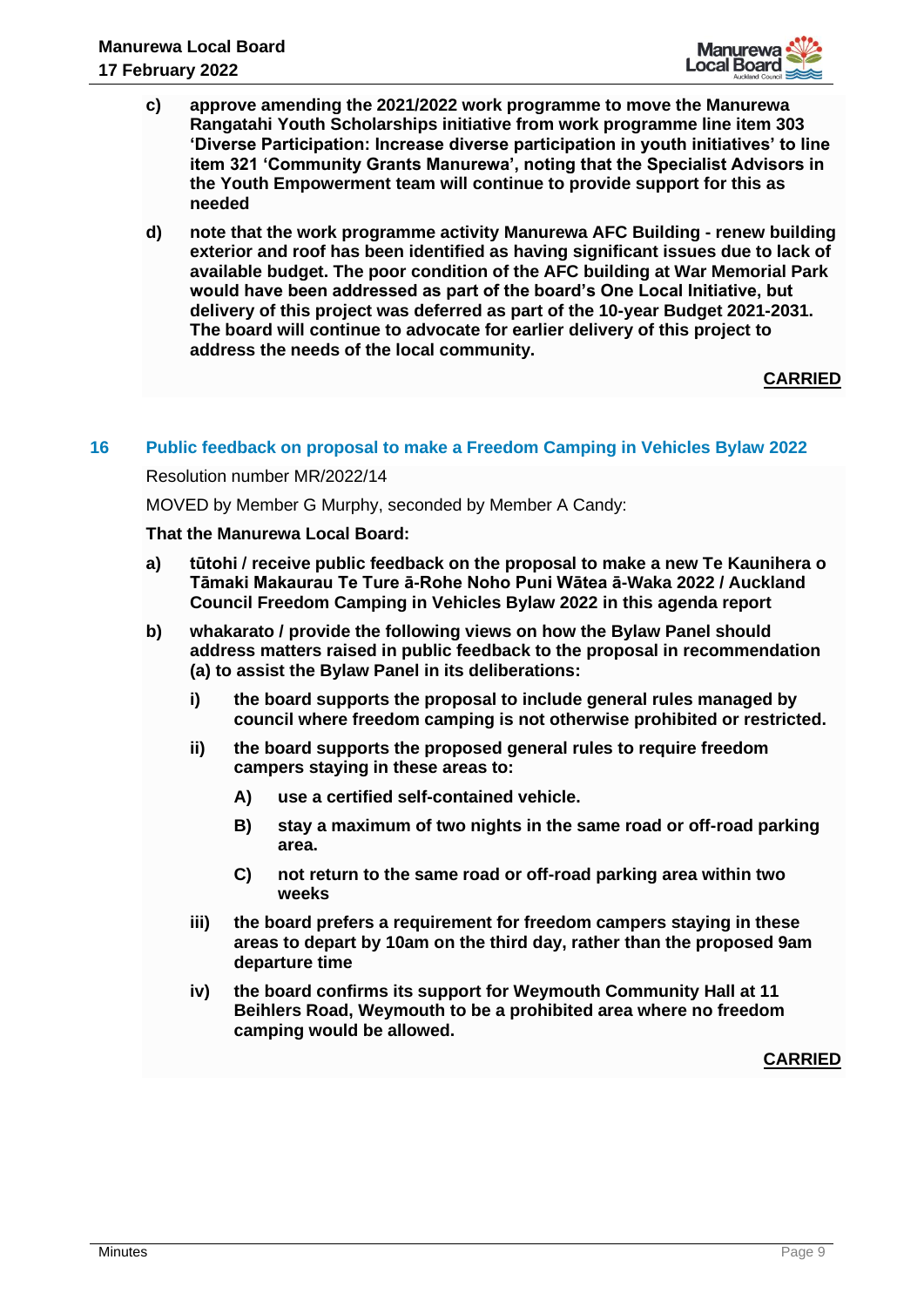c) **approve amending the 2021/2022 work programme to move the Manurewa Rangatahi Youth Scholarships initiative from work programme line item 303 'Diverse Participation: Increase diverse participation in youth initiatives' to line item 321 'Community Grants Manurewa', noting that the Specialist Advisors in the Youth Empowerment team will continue to provide support for this as needed**

d) **note that the work programme activity Manurewa AFC Building - renew building exterior and roof has been identified as having significant issues due to lack of available budget. The poor condition of the AFC building at War Memorial Park would have been addressed as part of the board's One Local Initiative, but delivery of this project was deferred as part of the 10-year Budget 2021-2031. The board will continue to advocate for earlier delivery of this project to address the needs of the local community.**

**CARRIED**

## 16 Public feedback on proposal to make a Freedom Camping in Vehicles Bylaw 2022

Resolution number MR/2022/14

MOVED by Member G Murphy, seconded by Member A Candy:

**That the Manurewa Local Board:**

a) **tūtohi / receive public feedback on the proposal to make a new Te Kaunihera o Tāmaki Makaurau Te Ture ā-Rohe Noho Puni Wātea ā-Waka 2022 / Auckland Council Freedom Camping in Vehicles Bylaw 2022 in this agenda report**

b) **whakarato / provide the following views on how the Bylaw Panel should address matters raised in public feedback to the proposal in recommendation (a) to assist the Bylaw Panel in its deliberations:**

   i) **the board supports the proposal to include general rules managed by council where freedom camping is not otherwise prohibited or restricted.**

   ii) **the board supports the proposed general rules to require freedom campers staying in these areas to:**

      A) **use a certified self-contained vehicle.**

      B) **stay a maximum of two nights in the same road or off-road parking area.**

      C) **not return to the same road or off-road parking area within two weeks**

   iii) **the board prefers a requirement for freedom campers staying in these areas to depart by 10am on the third day, rather than the proposed 9am departure time**

   iv) **the board confirms its support for Weymouth Community Hall at 11 Beihlers Road, Weymouth to be a prohibited area where no freedom camping would be allowed.**

**CARRIED**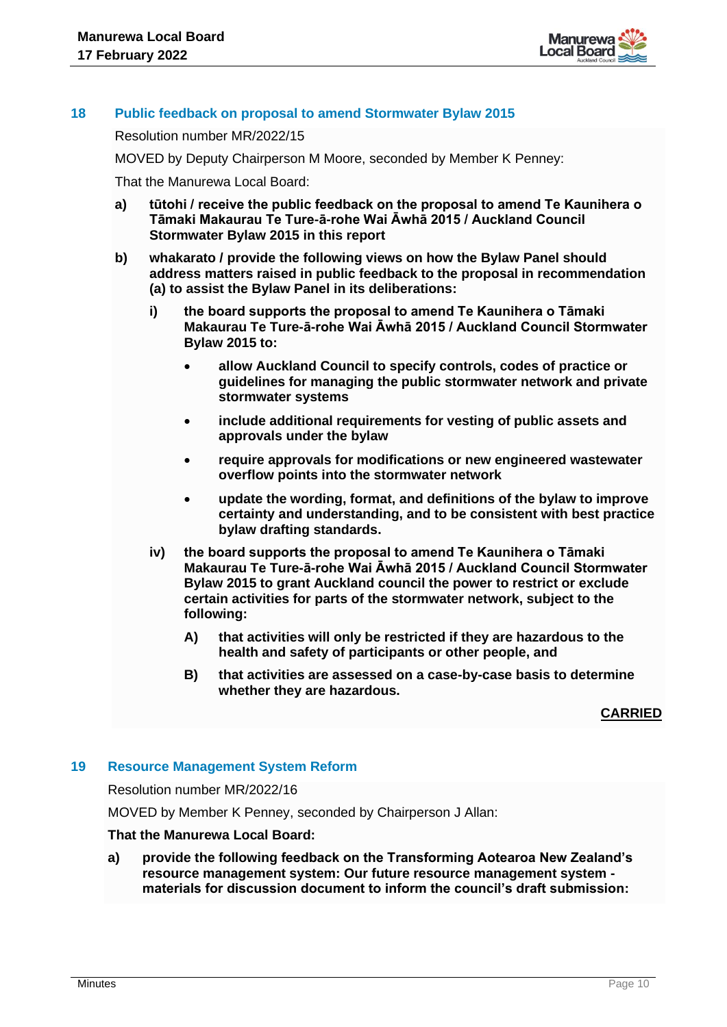## 18 Public feedback on proposal to amend Stormwater Bylaw 2015

Resolution number MR/2022/15

MOVED by Deputy Chairperson M Moore, seconded by Member K Penney:

That the Manurewa Local Board:

a) **tūtohi / receive the public feedback on the proposal to amend Te Kaunihera o Tāmaki Makaurau Te Ture-ā-rohe Wai Āwhā 2015 / Auckland Council Stormwater Bylaw 2015 in this report**

b) **whakarato / provide the following views on how the Bylaw Panel should address matters raised in public feedback to the proposal in recommendation (a) to assist the Bylaw Panel in its deliberations:**

   i) **the board supports the proposal to amend Te Kaunihera o Tāmaki Makaurau Te Ture-ā-rohe Wai Āwhā 2015 / Auckland Council Stormwater Bylaw 2015 to:**

   - **allow Auckland Council to specify controls, codes of practice or guidelines for managing the public stormwater network and private stormwater systems**
   - **include additional requirements for vesting of public assets and approvals under the bylaw**
   - **require approvals for modifications or new engineered wastewater overflow points into the stormwater network**
   - **update the wording, format, and definitions of the bylaw to improve certainty and understanding, and to be consistent with best practice bylaw drafting standards.**

   iv) **the board supports the proposal to amend Te Kaunihera o Tāmaki Makaurau Te Ture-ā-rohe Wai Āwhā 2015 / Auckland Council Stormwater Bylaw 2015 to grant Auckland council the power to restrict or exclude certain activities for parts of the stormwater network, subject to the following:**

      A) **that activities will only be restricted if they are hazardous to the health and safety of participants or other people, and**

      B) **that activities are assessed on a case-by-case basis to determine whether they are hazardous.**

**CARRIED**

## 19 Resource Management System Reform

Resolution number MR/2022/16

MOVED by Member K Penney, seconded by Chairperson J Allan:

**That the Manurewa Local Board:**

a) **provide the following feedback on the Transforming Aotearoa New Zealand's resource management system: Our future resource management system - materials for discussion document to inform the council's draft submission:**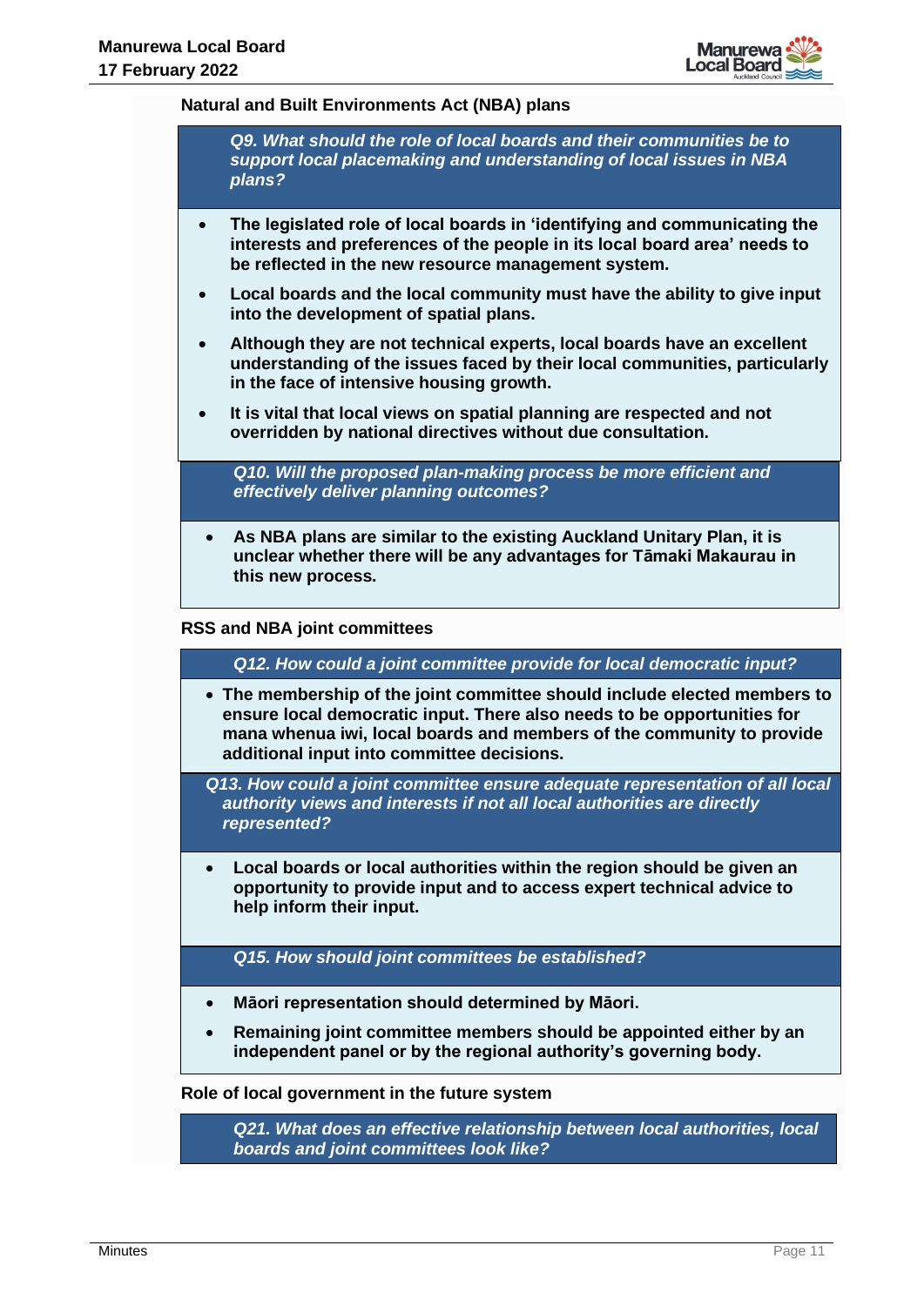**Natural and Built Environments Act (NBA) plans**

***Q9. What should the role of local boards and their communities be to support local placemaking and understanding of local issues in NBA plans?***

- **The legislated role of local boards in 'identifying and communicating the interests and preferences of the people in its local board area' needs to be reflected in the new resource management system.**
- **Local boards and the local community must have the ability to give input into the development of spatial plans.**
- **Although they are not technical experts, local boards have an excellent understanding of the issues faced by their local communities, particularly in the face of intensive housing growth.**
- **It is vital that local views on spatial planning are respected and not overridden by national directives without due consultation.**

***Q10. Will the proposed plan-making process be more efficient and effectively deliver planning outcomes?***

- **As NBA plans are similar to the existing Auckland Unitary Plan, it is unclear whether there will be any advantages for Tāmaki Makaurau in this new process.**

**RSS and NBA joint committees**

***Q12. How could a joint committee provide for local democratic input?***

- **The membership of the joint committee should include elected members to ensure local democratic input. There also needs to be opportunities for mana whenua iwi, local boards and members of the community to provide additional input into committee decisions.**

***Q13. How could a joint committee ensure adequate representation of all local authority views and interests if not all local authorities are directly represented?***

- **Local boards or local authorities within the region should be given an opportunity to provide input and to access expert technical advice to help inform their input.**

***Q15. How should joint committees be established?***

- **Māori representation should determined by Māori.**
- **Remaining joint committee members should be appointed either by an independent panel or by the regional authority's governing body.**

**Role of local government in the future system**

***Q21. What does an effective relationship between local authorities, local boards and joint committees look like?***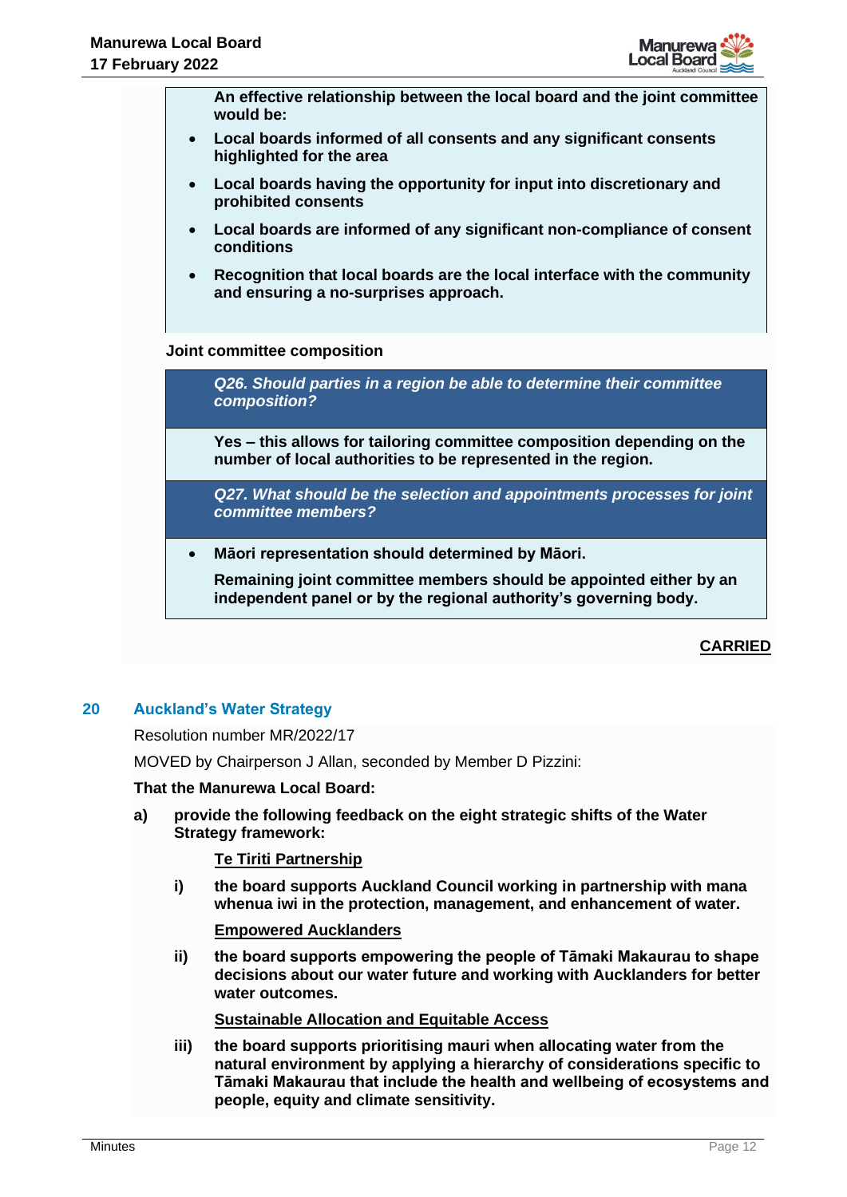**An effective relationship between the local board and the joint committee would be:**

- **Local boards informed of all consents and any significant consents highlighted for the area**
- **Local boards having the opportunity for input into discretionary and prohibited consents**
- **Local boards are informed of any significant non-compliance of consent conditions**
- **Recognition that local boards are the local interface with the community and ensuring a no-surprises approach.**

**Joint committee composition**

***Q26. Should parties in a region be able to determine their committee composition?***

**Yes – this allows for tailoring committee composition depending on the number of local authorities to be represented in the region.**

***Q27. What should be the selection and appointments processes for joint committee members?***

- **Māori representation should determined by Māori.**

  **Remaining joint committee members should be appointed either by an independent panel or by the regional authority's governing body.**

**CARRIED**

## 20 Auckland's Water Strategy

Resolution number MR/2022/17

MOVED by Chairperson J Allan, seconded by Member D Pizzini:

**That the Manurewa Local Board:**

**a) provide the following feedback on the eight strategic shifts of the Water Strategy framework:**

**Te Tiriti Partnership**

**i) the board supports Auckland Council working in partnership with mana whenua iwi in the protection, management, and enhancement of water.**

**Empowered Aucklanders**

**ii) the board supports empowering the people of Tāmaki Makaurau to shape decisions about our water future and working with Aucklanders for better water outcomes.**

**Sustainable Allocation and Equitable Access**

**iii) the board supports prioritising mauri when allocating water from the natural environment by applying a hierarchy of considerations specific to Tāmaki Makaurau that include the health and wellbeing of ecosystems and people, equity and climate sensitivity.**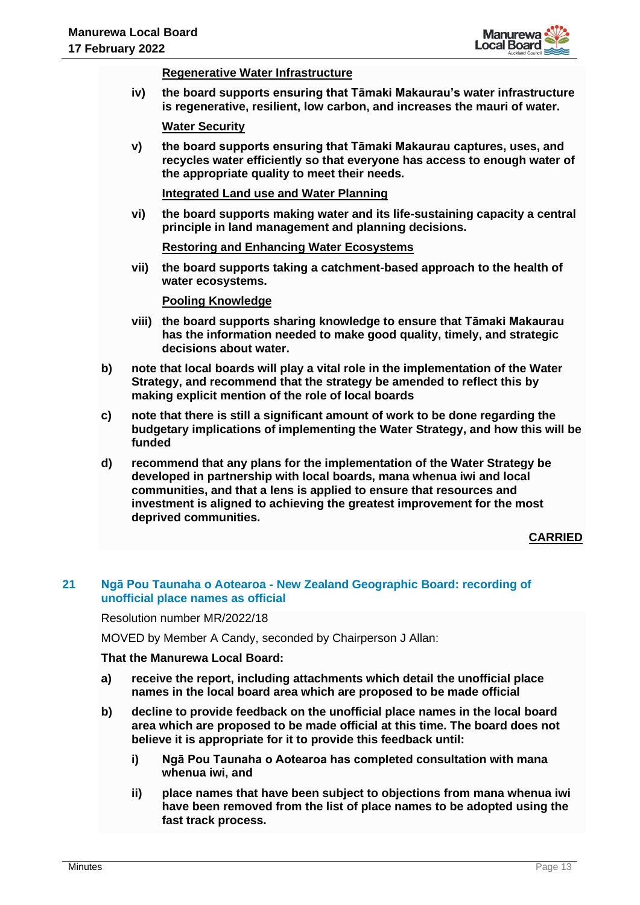**Regenerative Water Infrastructure**

iv) **the board supports ensuring that Tāmaki Makaurau's water infrastructure is regenerative, resilient, low carbon, and increases the mauri of water.**

**Water Security**

v) **the board supports ensuring that Tāmaki Makaurau captures, uses, and recycles water efficiently so that everyone has access to enough water of the appropriate quality to meet their needs.**

**Integrated Land use and Water Planning**

vi) **the board supports making water and its life-sustaining capacity a central principle in land management and planning decisions.**

**Restoring and Enhancing Water Ecosystems**

vii) **the board supports taking a catchment-based approach to the health of water ecosystems.**

**Pooling Knowledge**

viii) **the board supports sharing knowledge to ensure that Tāmaki Makaurau has the information needed to make good quality, timely, and strategic decisions about water.**

b) **note that local boards will play a vital role in the implementation of the Water Strategy, and recommend that the strategy be amended to reflect this by making explicit mention of the role of local boards**

c) **note that there is still a significant amount of work to be done regarding the budgetary implications of implementing the Water Strategy, and how this will be funded**

d) **recommend that any plans for the implementation of the Water Strategy be developed in partnership with local boards, mana whenua iwi and local communities, and that a lens is applied to ensure that resources and investment is aligned to achieving the greatest improvement for the most deprived communities.**

**CARRIED**

## 21 Ngā Pou Taunaha o Aotearoa - New Zealand Geographic Board: recording of unofficial place names as official

Resolution number MR/2022/18

MOVED by Member A Candy, seconded by Chairperson J Allan:

**That the Manurewa Local Board:**

a) **receive the report, including attachments which detail the unofficial place names in the local board area which are proposed to be made official**

b) **decline to provide feedback on the unofficial place names in the local board area which are proposed to be made official at this time. The board does not believe it is appropriate for it to provide this feedback until:**

   i) **Ngā Pou Taunaha o Aotearoa has completed consultation with mana whenua iwi, and**

   ii) **place names that have been subject to objections from mana whenua iwi have been removed from the list of place names to be adopted using the fast track process.**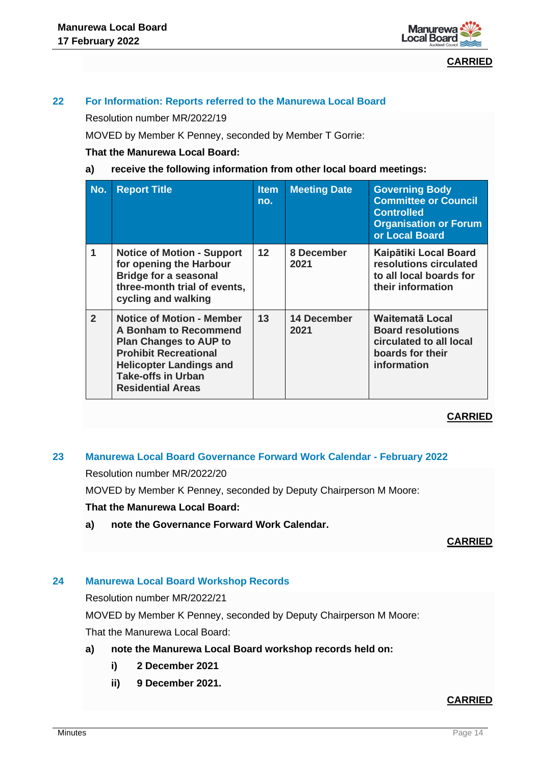**CARRIED**

## 22 For Information: Reports referred to the Manurewa Local Board

Resolution number MR/2022/19

MOVED by Member K Penney, seconded by Member T Gorrie:

**That the Manurewa Local Board:**

**a) receive the following information from other local board meetings:**

| No. | Report Title | Item no. | Meeting Date | Governing Body Committee or Council Controlled Organisation or Forum or Local Board |
|---|---|---|---|---|
| **1** | **Notice of Motion - Support for opening the Harbour Bridge for a seasonal three-month trial of events, cycling and walking** | **12** | **8 December 2021** | **Kaipātiki Local Board resolutions circulated to all local boards for their information** |
| **2** | **Notice of Motion - Member A Bonham to Recommend Plan Changes to AUP to Prohibit Recreational Helicopter Landings and Take-offs in Urban Residential Areas** | **13** | **14 December 2021** | **Waitematā Local Board resolutions circulated to all local boards for their information** |

**CARRIED**

## 23 Manurewa Local Board Governance Forward Work Calendar - February 2022

Resolution number MR/2022/20

MOVED by Member K Penney, seconded by Deputy Chairperson M Moore:

**That the Manurewa Local Board:**

**a) note the Governance Forward Work Calendar.**

**CARRIED**

## 24 Manurewa Local Board Workshop Records

Resolution number MR/2022/21

MOVED by Member K Penney, seconded by Deputy Chairperson M Moore:

That the Manurewa Local Board:

**a) note the Manurewa Local Board workshop records held on:**

**i) 2 December 2021**

**ii) 9 December 2021.**

**CARRIED**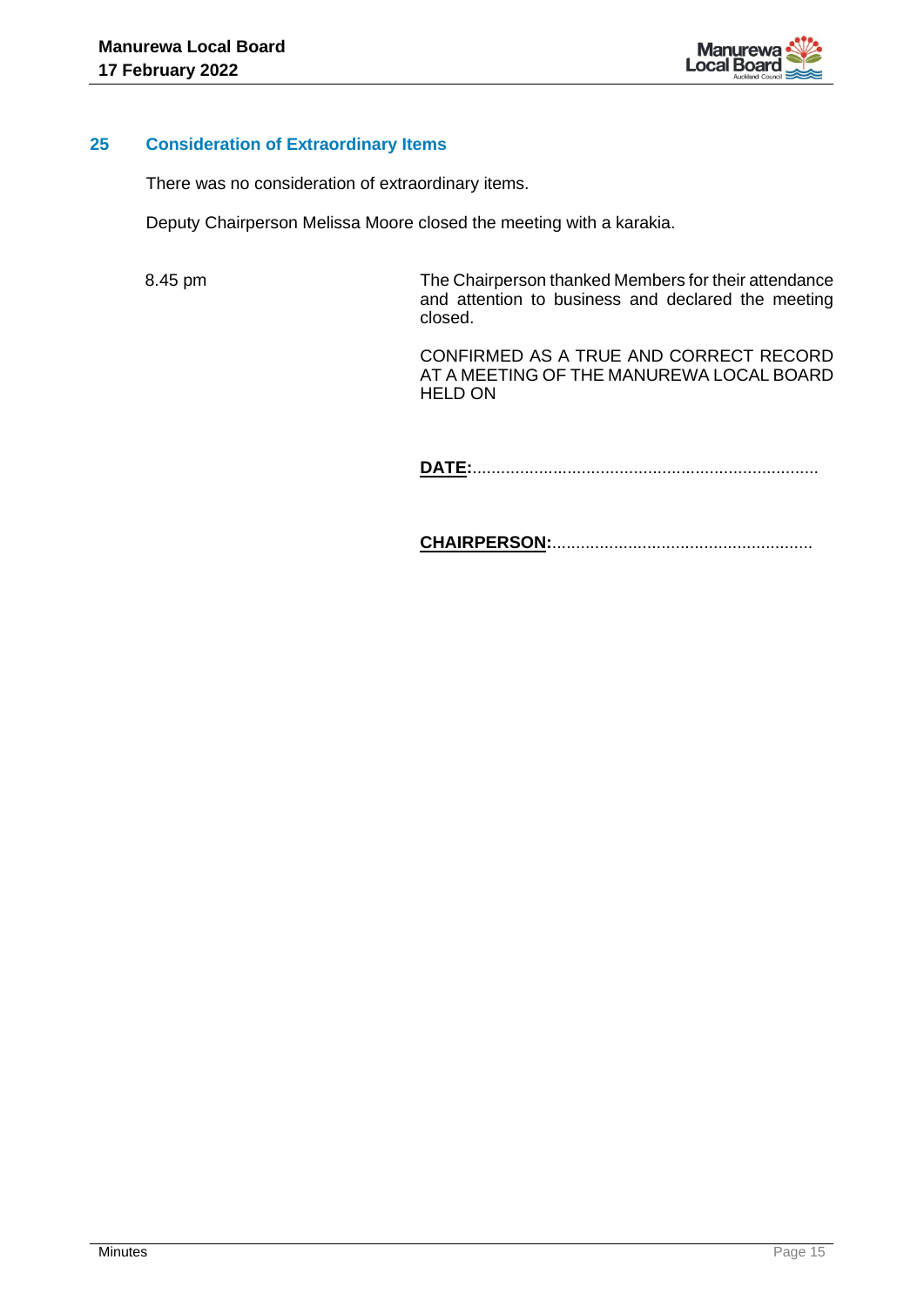## 25 Consideration of Extraordinary Items

There was no consideration of extraordinary items.

Deputy Chairperson Melissa Moore closed the meeting with a karakia.

8.45 pm

The Chairperson thanked Members for their attendance and attention to business and declared the meeting closed.

CONFIRMED AS A TRUE AND CORRECT RECORD AT A MEETING OF THE MANUREWA LOCAL BOARD HELD ON

**DATE:**.........................................................................

**CHAIRPERSON:**.......................................................